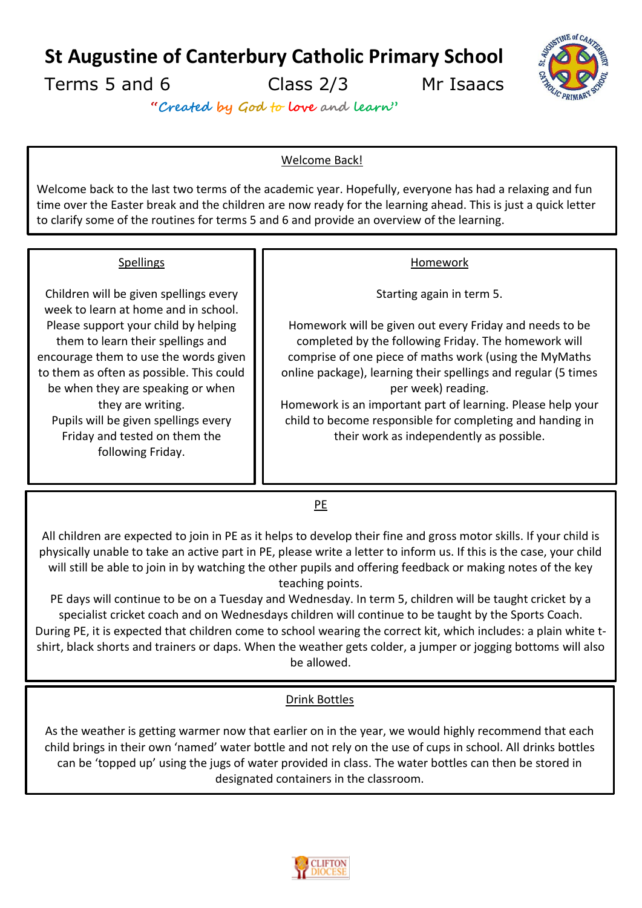# St Augustine of Canterbury Catholic Primary School

Terms 5 and 6 | Class 2/3 | Mr Isaacs

*"Created by God to love and learn"*

## Welcome Back!

Welcome back to the last two terms of the academic year. Hopefully, everyone has had a relaxing and fun time over the Easter break and the children are now ready for the learning ahead. This is just a quick letter to clarify some of the routines for terms 5 and 6 and provide an overview of the learning.

## Spellings

Children will be given spellings every week to learn at home and in school. Please support your child by helping them to learn their spellings and encourage them to use the words given to them as often as possible. This could be when they are speaking or when they are writing.

Pupils will be given spellings every Friday and tested on them the following Friday.

## Homework

Starting again in term 5.

Homework will be given out every Friday and needs to be completed by the following Friday. The homework will comprise of one piece of maths work (using the MyMaths online package), learning their spellings and regular (5 times per week) reading.

Homework is an important part of learning. Please help your child to become responsible for completing and handing in their work as independently as possible.

## PE

All children are expected to join in PE as it helps to develop their fine and gross motor skills. If your child is physically unable to take an active part in PE, please write a letter to inform us. If this is the case, your child will still be able to join in by watching the other pupils and offering feedback or making notes of the key teaching points.

PE days will continue to be on a Tuesday and Wednesday. In term 5, children will be taught cricket by a specialist cricket coach and on Wednesdays children will continue to be taught by the Sports Coach.

During PE, it is expected that children come to school wearing the correct kit, which includes: a plain white t-shirt, black shorts and trainers or daps. When the weather gets colder, a jumper or jogging bottoms will also be allowed.

## Drink Bottles

As the weather is getting warmer now that earlier on in the year, we would highly recommend that each child brings in their own 'named' water bottle and not rely on the use of cups in school. All drinks bottles can be 'topped up' using the jugs of water provided in class. The water bottles can then be stored in designated containers in the classroom.

CLIFTON DIOCESE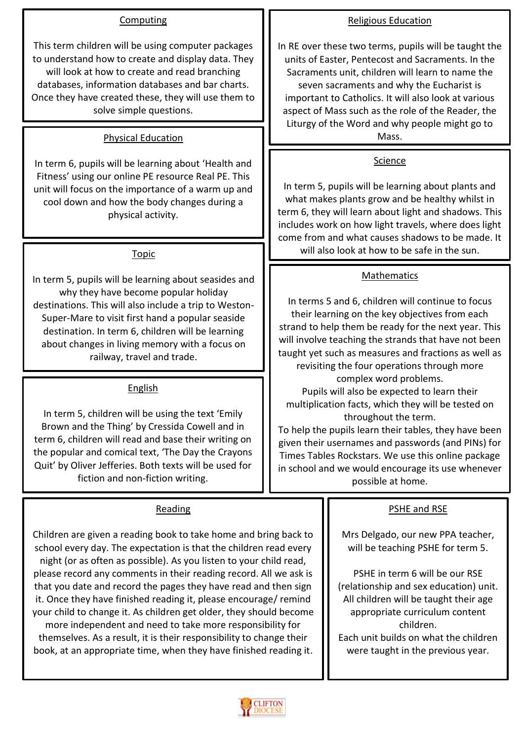## Computing

This term children will be using computer packages to understand how to create and display data. They will look at how to create and read branching databases, information databases and bar charts. Once they have created these, they will use them to solve simple questions.

## Physical Education

In term 6, pupils will be learning about 'Health and Fitness' using our online PE resource Real PE. This unit will focus on the importance of a warm up and cool down and how the body changes during a physical activity.

## Topic

In term 5, pupils will be learning about seasides and why they have become popular holiday destinations. This will also include a trip to Weston-Super-Mare to visit first hand a popular seaside destination. In term 6, children will be learning about changes in living memory with a focus on railway, travel and trade.

## English

In term 5, children will be using the text 'Emily Brown and the Thing' by Cressida Cowell and in term 6, children will read and base their writing on the popular and comical text, 'The Day the Crayons Quit' by Oliver Jefferies. Both texts will be used for fiction and non-fiction writing.

## Religious Education

In RE over these two terms, pupils will be taught the units of Easter, Pentecost and Sacraments. In the Sacraments unit, children will learn to name the seven sacraments and why the Eucharist is important to Catholics. It will also look at various aspect of Mass such as the role of the Reader, the Liturgy of the Word and why people might go to Mass.

## Science

In term 5, pupils will be learning about plants and what makes plants grow and be healthy whilst in term 6, they will learn about light and shadows. This includes work on how light travels, where does light come from and what causes shadows to be made. It will also look at how to be safe in the sun.

## Mathematics

In terms 5 and 6, children will continue to focus their learning on the key objectives from each strand to help them be ready for the next year. This will involve teaching the strands that have not been taught yet such as measures and fractions as well as revisiting the four operations through more complex word problems.

Pupils will also be expected to learn their multiplication facts, which they will be tested on throughout the term.

To help the pupils learn their tables, they have been given their usernames and passwords (and PINs) for Times Tables Rockstars. We use this online package in school and we would encourage its use whenever possible at home.

## Reading

Children are given a reading book to take home and bring back to school every day. The expectation is that the children read every night (or as often as possible). As you listen to your child read, please record any comments in their reading record. All we ask is that you date and record the pages they have read and then sign it. Once they have finished reading it, please encourage/ remind your child to change it. As children get older, they should become more independent and need to take more responsibility for themselves. As a result, it is their responsibility to change their book, at an appropriate time, when they have finished reading it.

## PSHE and RSE

Mrs Delgado, our new PPA teacher, will be teaching PSHE for term 5.

PSHE in term 6 will be our RSE (relationship and sex education) unit. All children will be taught their age appropriate curriculum content children.

Each unit builds on what the children were taught in the previous year.

CLIFTON DIOCESE